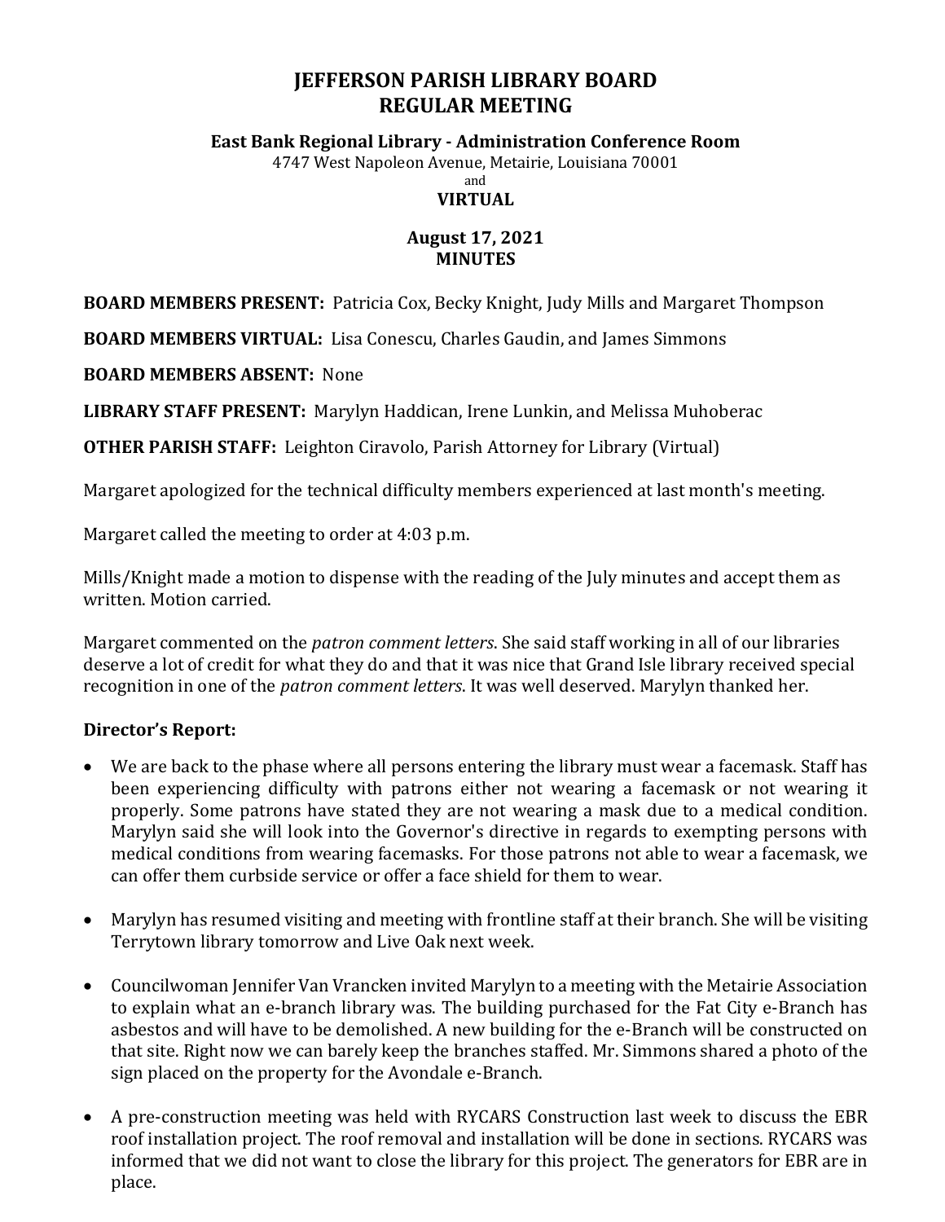# JEFFERSON PARISH LIBRARY BOARD
# REGULAR MEETING

### East Bank Regional Library - Administration Conference Room

4747 West Napoleon Avenue, Metairie, Louisiana 70001

and

### VIRTUAL

### August 17, 2021
### MINUTES

**BOARD MEMBERS PRESENT:** Patricia Cox, Becky Knight, Judy Mills and Margaret Thompson

**BOARD MEMBERS VIRTUAL:** Lisa Conescu, Charles Gaudin, and James Simmons

**BOARD MEMBERS ABSENT:** None

**LIBRARY STAFF PRESENT:** Marylyn Haddican, Irene Lunkin, and Melissa Muhoberac

**OTHER PARISH STAFF:** Leighton Ciravolo, Parish Attorney for Library (Virtual)

Margaret apologized for the technical difficulty members experienced at last month's meeting.

Margaret called the meeting to order at 4:03 p.m.

Mills/Knight made a motion to dispense with the reading of the July minutes and accept them as written. Motion carried.

Margaret commented on the *patron comment letters*. She said staff working in all of our libraries deserve a lot of credit for what they do and that it was nice that Grand Isle library received special recognition in one of the *patron comment letters*. It was well deserved. Marylyn thanked her.

## Director's Report:

- We are back to the phase where all persons entering the library must wear a facemask. Staff has been experiencing difficulty with patrons either not wearing a facemask or not wearing it properly. Some patrons have stated they are not wearing a mask due to a medical condition. Marylyn said she will look into the Governor's directive in regards to exempting persons with medical conditions from wearing facemasks. For those patrons not able to wear a facemask, we can offer them curbside service or offer a face shield for them to wear.

- Marylyn has resumed visiting and meeting with frontline staff at their branch. She will be visiting Terrytown library tomorrow and Live Oak next week.

- Councilwoman Jennifer Van Vrancken invited Marylyn to a meeting with the Metairie Association to explain what an e-branch library was. The building purchased for the Fat City e-Branch has asbestos and will have to be demolished. A new building for the e-Branch will be constructed on that site. Right now we can barely keep the branches staffed. Mr. Simmons shared a photo of the sign placed on the property for the Avondale e-Branch.

- A pre-construction meeting was held with RYCARS Construction last week to discuss the EBR roof installation project. The roof removal and installation will be done in sections. RYCARS was informed that we did not want to close the library for this project. The generators for EBR are in place.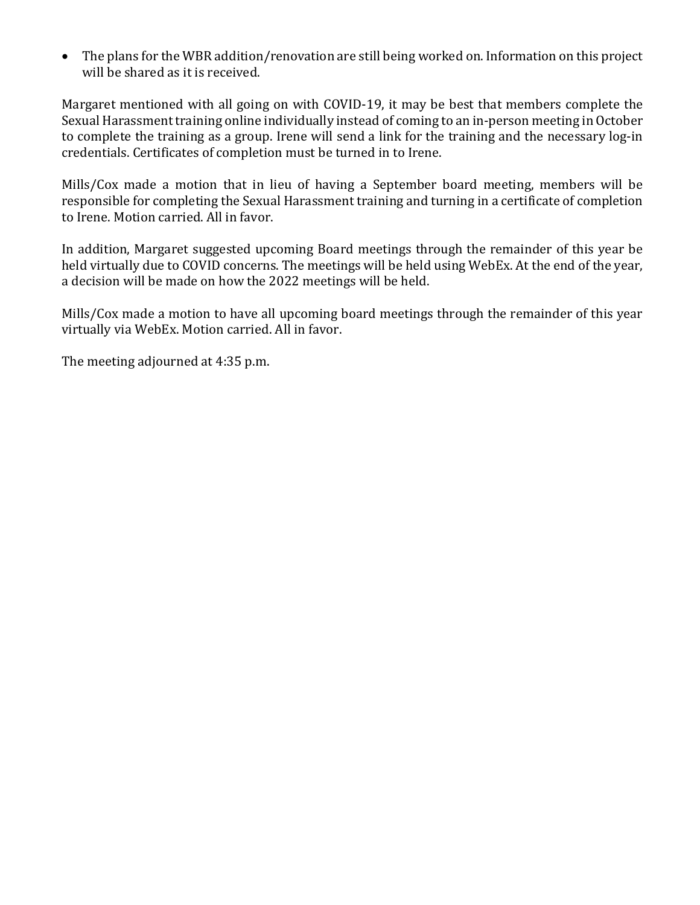- The plans for the WBR addition/renovation are still being worked on. Information on this project will be shared as it is received.

Margaret mentioned with all going on with COVID-19, it may be best that members complete the Sexual Harassment training online individually instead of coming to an in-person meeting in October to complete the training as a group. Irene will send a link for the training and the necessary log-in credentials. Certificates of completion must be turned in to Irene.

Mills/Cox made a motion that in lieu of having a September board meeting, members will be responsible for completing the Sexual Harassment training and turning in a certificate of completion to Irene. Motion carried. All in favor.

In addition, Margaret suggested upcoming Board meetings through the remainder of this year be held virtually due to COVID concerns. The meetings will be held using WebEx. At the end of the year, a decision will be made on how the 2022 meetings will be held.

Mills/Cox made a motion to have all upcoming board meetings through the remainder of this year virtually via WebEx. Motion carried. All in favor.

The meeting adjourned at 4:35 p.m.